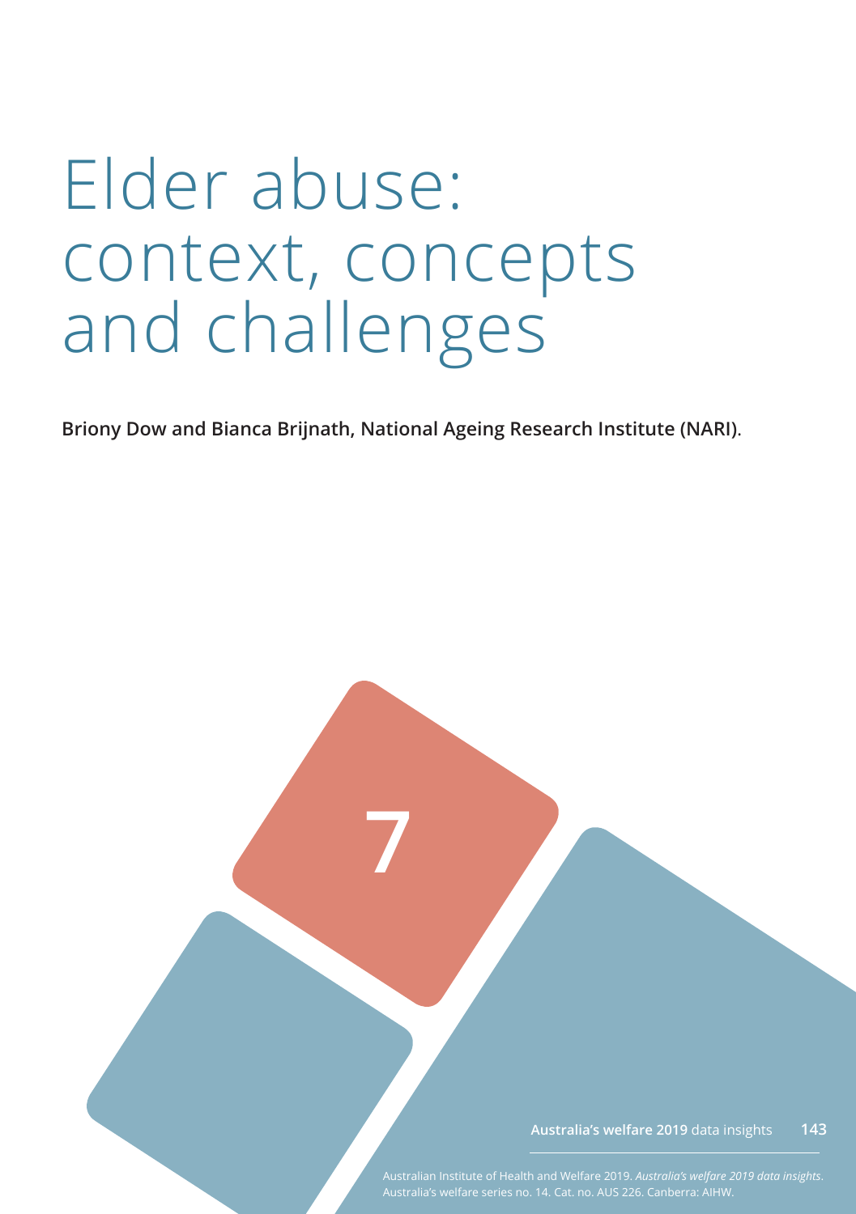# Elder abuse: context, concepts and challenges

**Briony Dow and Bianca Brijnath, National Ageing Research Institute (NARI).**

7

Australian Institute of Health and Welfare 2019. *Australia's welfare 2019 data insights*. Australia's welfare series no. 14. Cat. no. AUS 226. Canberra: AIHW.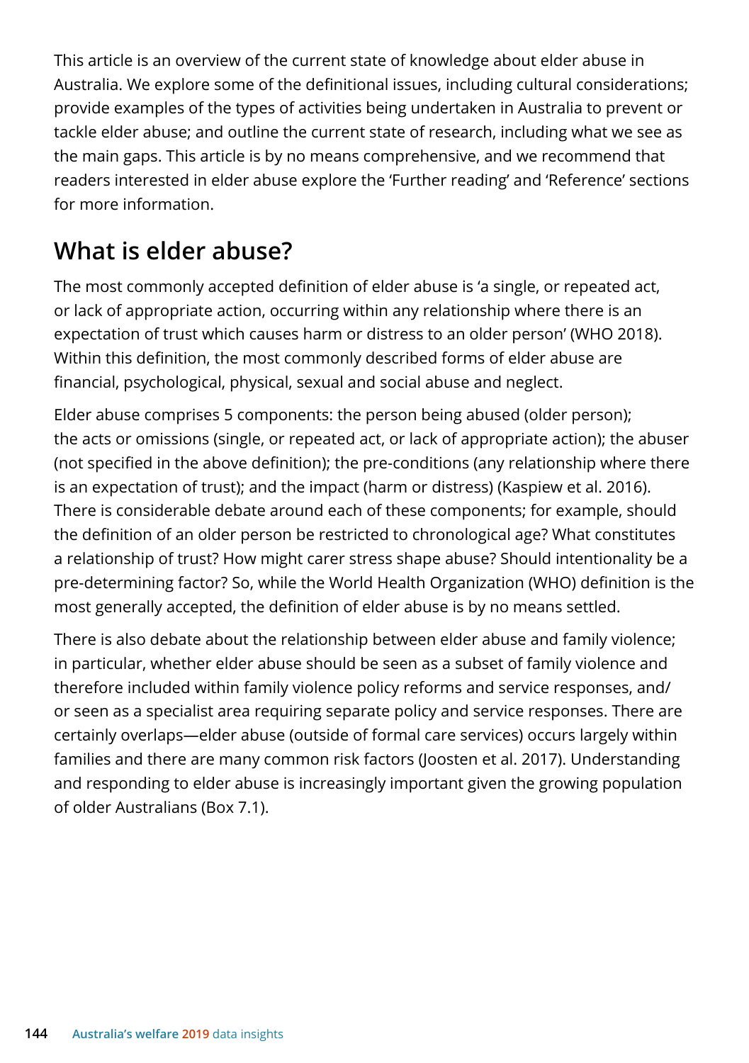This article is an overview of the current state of knowledge about elder abuse in Australia. We explore some of the definitional issues, including cultural considerations; provide examples of the types of activities being undertaken in Australia to prevent or tackle elder abuse; and outline the current state of research, including what we see as the main gaps. This article is by no means comprehensive, and we recommend that readers interested in elder abuse explore the 'Further reading' and 'Reference' sections for more information.

## What is elder abuse?

The most commonly accepted definition of elder abuse is 'a single, or repeated act, or lack of appropriate action, occurring within any relationship where there is an expectation of trust which causes harm or distress to an older person' (WHO 2018). Within this definition, the most commonly described forms of elder abuse are financial, psychological, physical, sexual and social abuse and neglect.

Elder abuse comprises 5 components: the person being abused (older person); the acts or omissions (single, or repeated act, or lack of appropriate action); the abuser (not specified in the above definition); the pre-conditions (any relationship where there is an expectation of trust); and the impact (harm or distress) (Kaspiew et al. 2016). There is considerable debate around each of these components; for example, should the definition of an older person be restricted to chronological age? What constitutes a relationship of trust? How might carer stress shape abuse? Should intentionality be a pre-determining factor? So, while the World Health Organization (WHO) definition is the most generally accepted, the definition of elder abuse is by no means settled.

There is also debate about the relationship between elder abuse and family violence; in particular, whether elder abuse should be seen as a subset of family violence and therefore included within family violence policy reforms and service responses, and/or seen as a specialist area requiring separate policy and service responses. There are certainly overlaps—elder abuse (outside of formal care services) occurs largely within families and there are many common risk factors (Joosten et al. 2017). Understanding and responding to elder abuse is increasingly important given the growing population of older Australians (Box 7.1).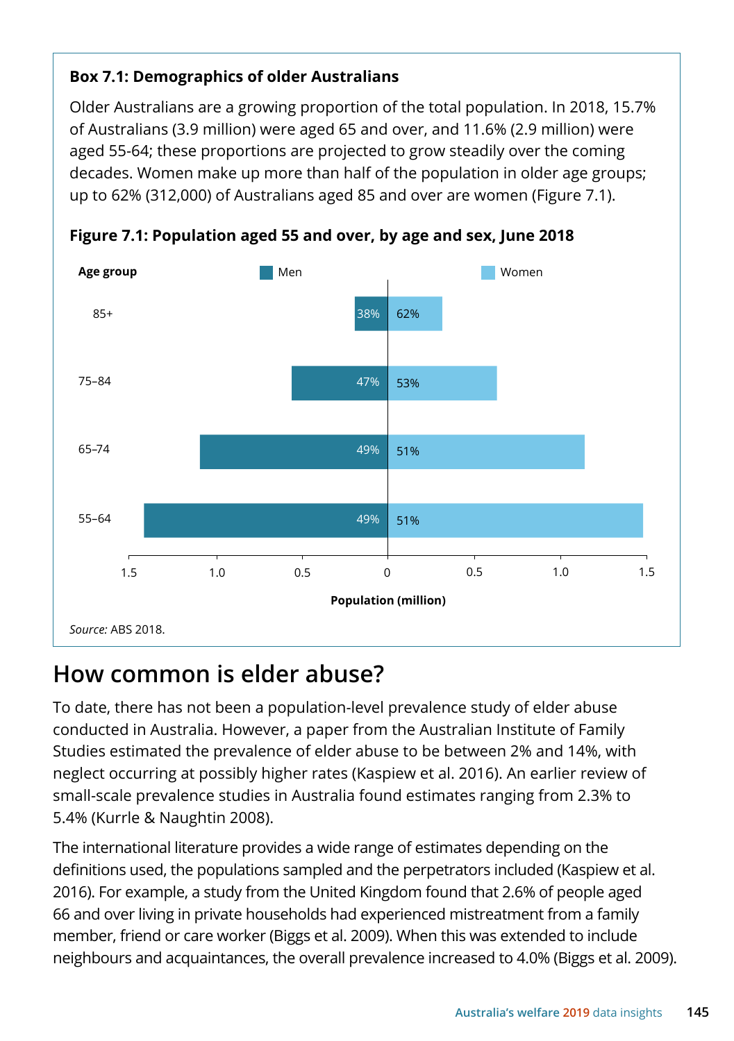### Box 7.1: Demographics of older Australians

Older Australians are a growing proportion of the total population. In 2018, 15.7% of Australians (3.9 million) were aged 65 and over, and 11.6% (2.9 million) were aged 55-64; these proportions are projected to grow steadily over the coming decades. Women make up more than half of the population in older age groups; up to 62% (312,000) of Australians aged 85 and over are women (Figure 7.1).

**Figure 7.1: Population aged 55 and over, by age and sex, June 2018**

| Age group | Men | Women |
| --- | --- | --- |
| 85+ | 38% | 62% |
| 75–84 | 47% | 53% |
| 65–74 | 49% | 51% |
| 55–64 | 49% | 51% |

Population (million)

*Source:* ABS 2018.

## How common is elder abuse?

To date, there has not been a population-level prevalence study of elder abuse conducted in Australia. However, a paper from the Australian Institute of Family Studies estimated the prevalence of elder abuse to be between 2% and 14%, with neglect occurring at possibly higher rates (Kaspiew et al. 2016). An earlier review of small-scale prevalence studies in Australia found estimates ranging from 2.3% to 5.4% (Kurrle & Naughtin 2008).

The international literature provides a wide range of estimates depending on the definitions used, the populations sampled and the perpetrators included (Kaspiew et al. 2016). For example, a study from the United Kingdom found that 2.6% of people aged 66 and over living in private households had experienced mistreatment from a family member, friend or care worker (Biggs et al. 2009). When this was extended to include neighbours and acquaintances, the overall prevalence increased to 4.0% (Biggs et al. 2009).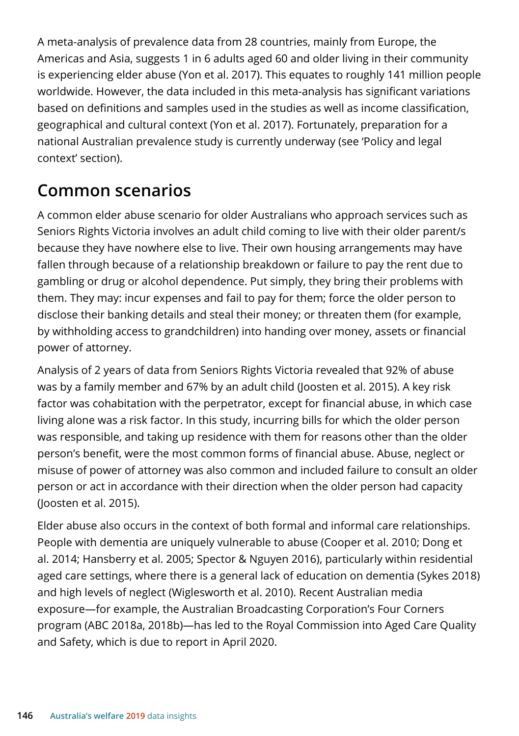A meta-analysis of prevalence data from 28 countries, mainly from Europe, the Americas and Asia, suggests 1 in 6 adults aged 60 and older living in their community is experiencing elder abuse (Yon et al. 2017). This equates to roughly 141 million people worldwide. However, the data included in this meta-analysis has significant variations based on definitions and samples used in the studies as well as income classification, geographical and cultural context (Yon et al. 2017). Fortunately, preparation for a national Australian prevalence study is currently underway (see 'Policy and legal context' section).

## Common scenarios

A common elder abuse scenario for older Australians who approach services such as Seniors Rights Victoria involves an adult child coming to live with their older parent/s because they have nowhere else to live. Their own housing arrangements may have fallen through because of a relationship breakdown or failure to pay the rent due to gambling or drug or alcohol dependence. Put simply, they bring their problems with them. They may: incur expenses and fail to pay for them; force the older person to disclose their banking details and steal their money; or threaten them (for example, by withholding access to grandchildren) into handing over money, assets or financial power of attorney.

Analysis of 2 years of data from Seniors Rights Victoria revealed that 92% of abuse was by a family member and 67% by an adult child (Joosten et al. 2015). A key risk factor was cohabitation with the perpetrator, except for financial abuse, in which case living alone was a risk factor. In this study, incurring bills for which the older person was responsible, and taking up residence with them for reasons other than the older person's benefit, were the most common forms of financial abuse. Abuse, neglect or misuse of power of attorney was also common and included failure to consult an older person or act in accordance with their direction when the older person had capacity (Joosten et al. 2015).

Elder abuse also occurs in the context of both formal and informal care relationships. People with dementia are uniquely vulnerable to abuse (Cooper et al. 2010; Dong et al. 2014; Hansberry et al. 2005; Spector & Nguyen 2016), particularly within residential aged care settings, where there is a general lack of education on dementia (Sykes 2018) and high levels of neglect (Wiglesworth et al. 2010). Recent Australian media exposure—for example, the Australian Broadcasting Corporation's Four Corners program (ABC 2018a, 2018b)—has led to the Royal Commission into Aged Care Quality and Safety, which is due to report in April 2020.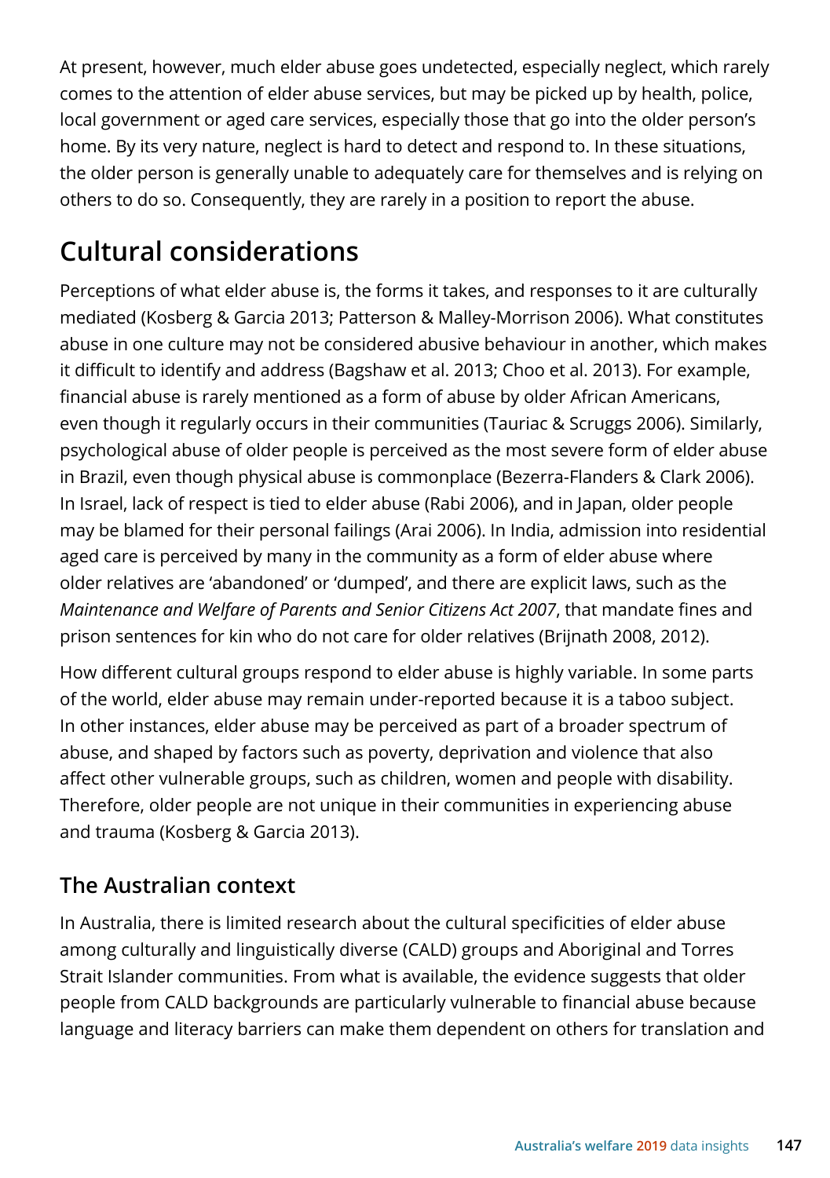At present, however, much elder abuse goes undetected, especially neglect, which rarely comes to the attention of elder abuse services, but may be picked up by health, police, local government or aged care services, especially those that go into the older person's home. By its very nature, neglect is hard to detect and respond to. In these situations, the older person is generally unable to adequately care for themselves and is relying on others to do so. Consequently, they are rarely in a position to report the abuse.

## Cultural considerations

Perceptions of what elder abuse is, the forms it takes, and responses to it are culturally mediated (Kosberg & Garcia 2013; Patterson & Malley-Morrison 2006). What constitutes abuse in one culture may not be considered abusive behaviour in another, which makes it difficult to identify and address (Bagshaw et al. 2013; Choo et al. 2013). For example, financial abuse is rarely mentioned as a form of abuse by older African Americans, even though it regularly occurs in their communities (Tauriac & Scruggs 2006). Similarly, psychological abuse of older people is perceived as the most severe form of elder abuse in Brazil, even though physical abuse is commonplace (Bezerra-Flanders & Clark 2006). In Israel, lack of respect is tied to elder abuse (Rabi 2006), and in Japan, older people may be blamed for their personal failings (Arai 2006). In India, admission into residential aged care is perceived by many in the community as a form of elder abuse where older relatives are 'abandoned' or 'dumped', and there are explicit laws, such as the *Maintenance and Welfare of Parents and Senior Citizens Act 2007*, that mandate fines and prison sentences for kin who do not care for older relatives (Brijnath 2008, 2012).

How different cultural groups respond to elder abuse is highly variable. In some parts of the world, elder abuse may remain under-reported because it is a taboo subject. In other instances, elder abuse may be perceived as part of a broader spectrum of abuse, and shaped by factors such as poverty, deprivation and violence that also affect other vulnerable groups, such as children, women and people with disability. Therefore, older people are not unique in their communities in experiencing abuse and trauma (Kosberg & Garcia 2013).

### The Australian context

In Australia, there is limited research about the cultural specificities of elder abuse among culturally and linguistically diverse (CALD) groups and Aboriginal and Torres Strait Islander communities. From what is available, the evidence suggests that older people from CALD backgrounds are particularly vulnerable to financial abuse because language and literacy barriers can make them dependent on others for translation and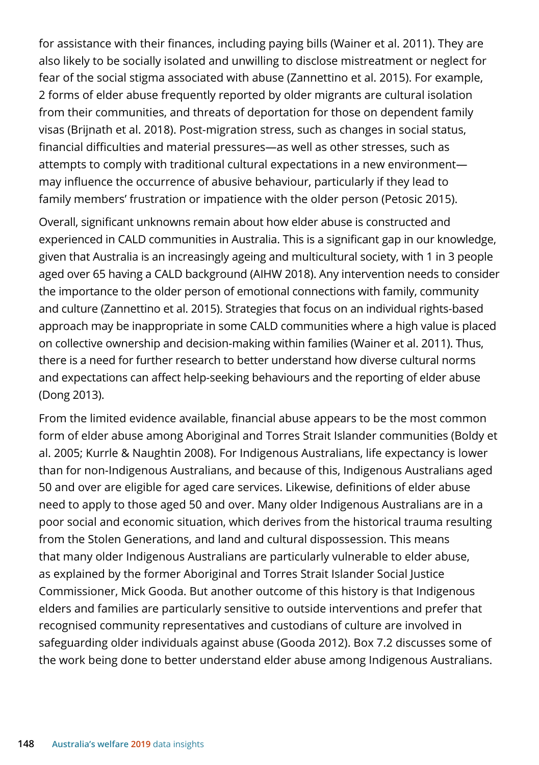for assistance with their finances, including paying bills (Wainer et al. 2011). They are also likely to be socially isolated and unwilling to disclose mistreatment or neglect for fear of the social stigma associated with abuse (Zannettino et al. 2015). For example, 2 forms of elder abuse frequently reported by older migrants are cultural isolation from their communities, and threats of deportation for those on dependent family visas (Brijnath et al. 2018). Post-migration stress, such as changes in social status, financial difficulties and material pressures—as well as other stresses, such as attempts to comply with traditional cultural expectations in a new environment—may influence the occurrence of abusive behaviour, particularly if they lead to family members' frustration or impatience with the older person (Petosic 2015).

Overall, significant unknowns remain about how elder abuse is constructed and experienced in CALD communities in Australia. This is a significant gap in our knowledge, given that Australia is an increasingly ageing and multicultural society, with 1 in 3 people aged over 65 having a CALD background (AIHW 2018). Any intervention needs to consider the importance to the older person of emotional connections with family, community and culture (Zannettino et al. 2015). Strategies that focus on an individual rights-based approach may be inappropriate in some CALD communities where a high value is placed on collective ownership and decision-making within families (Wainer et al. 2011). Thus, there is a need for further research to better understand how diverse cultural norms and expectations can affect help-seeking behaviours and the reporting of elder abuse (Dong 2013).

From the limited evidence available, financial abuse appears to be the most common form of elder abuse among Aboriginal and Torres Strait Islander communities (Boldy et al. 2005; Kurrle & Naughtin 2008). For Indigenous Australians, life expectancy is lower than for non-Indigenous Australians, and because of this, Indigenous Australians aged 50 and over are eligible for aged care services. Likewise, definitions of elder abuse need to apply to those aged 50 and over. Many older Indigenous Australians are in a poor social and economic situation, which derives from the historical trauma resulting from the Stolen Generations, and land and cultural dispossession. This means that many older Indigenous Australians are particularly vulnerable to elder abuse, as explained by the former Aboriginal and Torres Strait Islander Social Justice Commissioner, Mick Gooda. But another outcome of this history is that Indigenous elders and families are particularly sensitive to outside interventions and prefer that recognised community representatives and custodians of culture are involved in safeguarding older individuals against abuse (Gooda 2012). Box 7.2 discusses some of the work being done to better understand elder abuse among Indigenous Australians.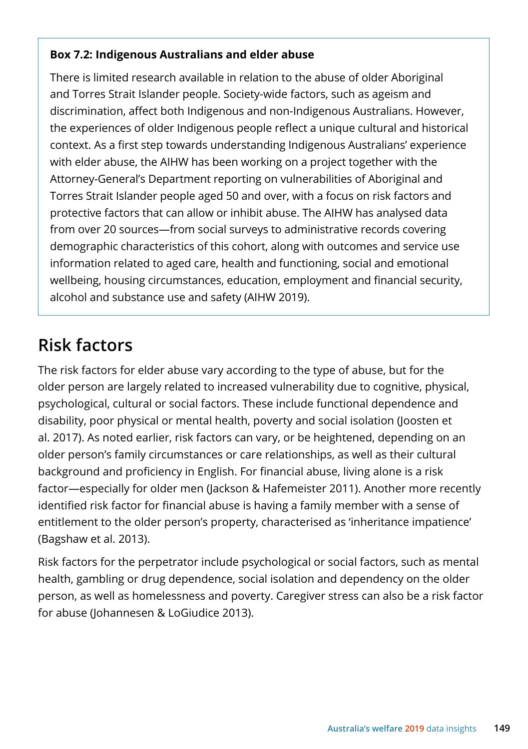**Box 7.2: Indigenous Australians and elder abuse**

There is limited research available in relation to the abuse of older Aboriginal and Torres Strait Islander people. Society-wide factors, such as ageism and discrimination, affect both Indigenous and non-Indigenous Australians. However, the experiences of older Indigenous people reflect a unique cultural and historical context. As a first step towards understanding Indigenous Australians' experience with elder abuse, the AIHW has been working on a project together with the Attorney-General's Department reporting on vulnerabilities of Aboriginal and Torres Strait Islander people aged 50 and over, with a focus on risk factors and protective factors that can allow or inhibit abuse. The AIHW has analysed data from over 20 sources—from social surveys to administrative records covering demographic characteristics of this cohort, along with outcomes and service use information related to aged care, health and functioning, social and emotional wellbeing, housing circumstances, education, employment and financial security, alcohol and substance use and safety (AIHW 2019).

## Risk factors

The risk factors for elder abuse vary according to the type of abuse, but for the older person are largely related to increased vulnerability due to cognitive, physical, psychological, cultural or social factors. These include functional dependence and disability, poor physical or mental health, poverty and social isolation (Joosten et al. 2017). As noted earlier, risk factors can vary, or be heightened, depending on an older person's family circumstances or care relationships, as well as their cultural background and proficiency in English. For financial abuse, living alone is a risk factor—especially for older men (Jackson & Hafemeister 2011). Another more recently identified risk factor for financial abuse is having a family member with a sense of entitlement to the older person's property, characterised as 'inheritance impatience' (Bagshaw et al. 2013).

Risk factors for the perpetrator include psychological or social factors, such as mental health, gambling or drug dependence, social isolation and dependency on the older person, as well as homelessness and poverty. Caregiver stress can also be a risk factor for abuse (Johannesen & LoGiudice 2013).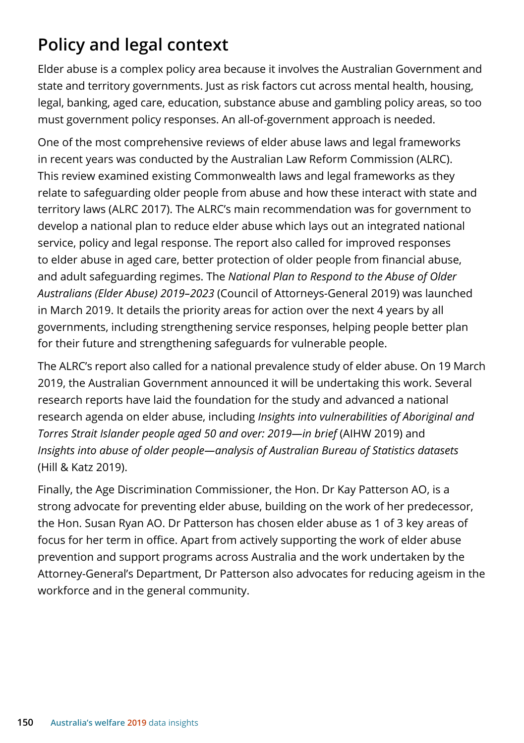## Policy and legal context

Elder abuse is a complex policy area because it involves the Australian Government and state and territory governments. Just as risk factors cut across mental health, housing, legal, banking, aged care, education, substance abuse and gambling policy areas, so too must government policy responses. An all-of-government approach is needed.

One of the most comprehensive reviews of elder abuse laws and legal frameworks in recent years was conducted by the Australian Law Reform Commission (ALRC). This review examined existing Commonwealth laws and legal frameworks as they relate to safeguarding older people from abuse and how these interact with state and territory laws (ALRC 2017). The ALRC's main recommendation was for government to develop a national plan to reduce elder abuse which lays out an integrated national service, policy and legal response. The report also called for improved responses to elder abuse in aged care, better protection of older people from financial abuse, and adult safeguarding regimes. The *National Plan to Respond to the Abuse of Older Australians (Elder Abuse) 2019–2023* (Council of Attorneys-General 2019) was launched in March 2019. It details the priority areas for action over the next 4 years by all governments, including strengthening service responses, helping people better plan for their future and strengthening safeguards for vulnerable people.

The ALRC's report also called for a national prevalence study of elder abuse. On 19 March 2019, the Australian Government announced it will be undertaking this work. Several research reports have laid the foundation for the study and advanced a national research agenda on elder abuse, including *Insights into vulnerabilities of Aboriginal and Torres Strait Islander people aged 50 and over: 2019—in brief* (AIHW 2019) and *Insights into abuse of older people—analysis of Australian Bureau of Statistics datasets* (Hill & Katz 2019).

Finally, the Age Discrimination Commissioner, the Hon. Dr Kay Patterson AO, is a strong advocate for preventing elder abuse, building on the work of her predecessor, the Hon. Susan Ryan AO. Dr Patterson has chosen elder abuse as 1 of 3 key areas of focus for her term in office. Apart from actively supporting the work of elder abuse prevention and support programs across Australia and the work undertaken by the Attorney-General's Department, Dr Patterson also advocates for reducing ageism in the workforce and in the general community.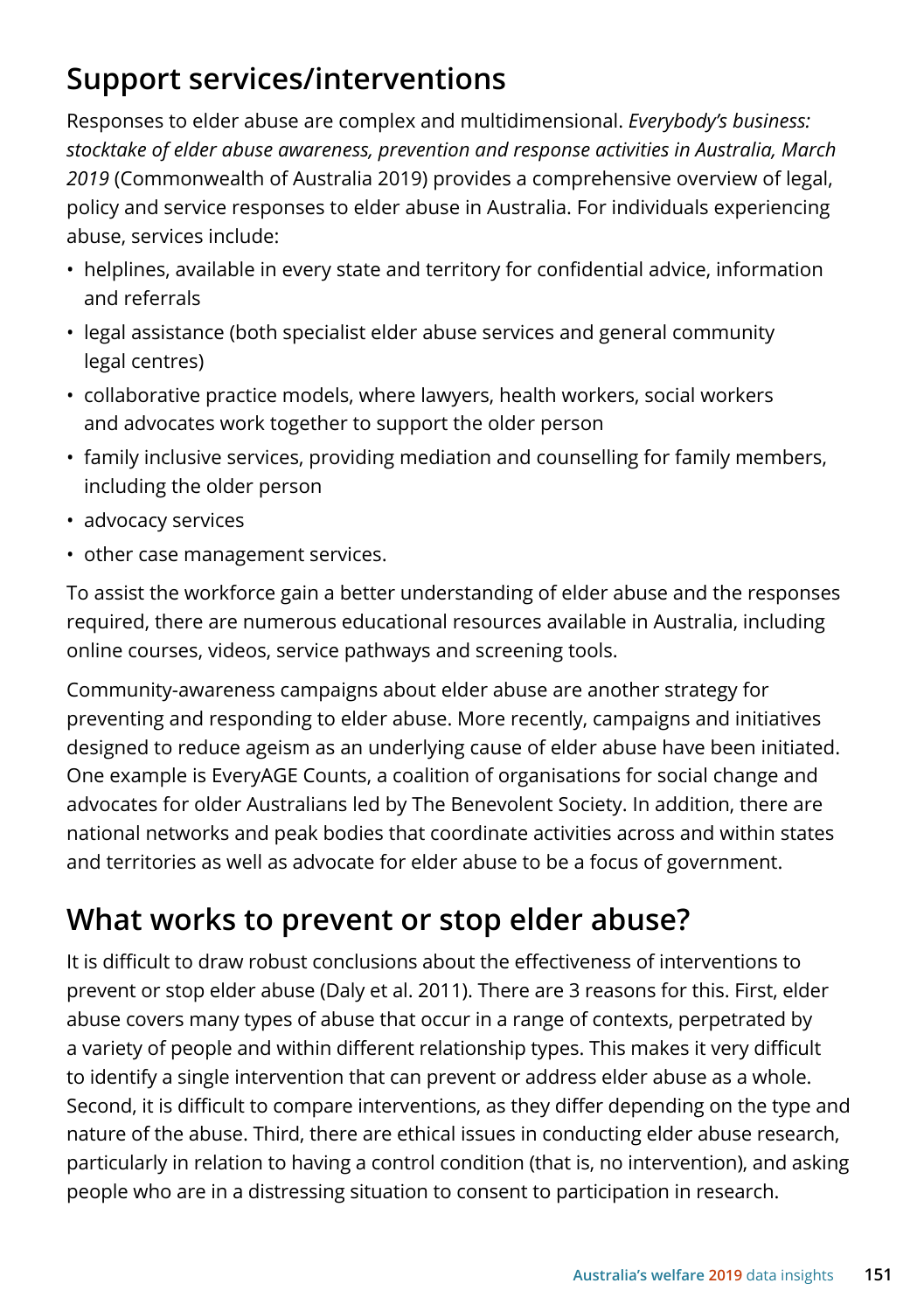## Support services/interventions

Responses to elder abuse are complex and multidimensional. *Everybody's business: stocktake of elder abuse awareness, prevention and response activities in Australia, March 2019* (Commonwealth of Australia 2019) provides a comprehensive overview of legal, policy and service responses to elder abuse in Australia. For individuals experiencing abuse, services include:

- helplines, available in every state and territory for confidential advice, information and referrals
- legal assistance (both specialist elder abuse services and general community legal centres)
- collaborative practice models, where lawyers, health workers, social workers and advocates work together to support the older person
- family inclusive services, providing mediation and counselling for family members, including the older person
- advocacy services
- other case management services.

To assist the workforce gain a better understanding of elder abuse and the responses required, there are numerous educational resources available in Australia, including online courses, videos, service pathways and screening tools.

Community-awareness campaigns about elder abuse are another strategy for preventing and responding to elder abuse. More recently, campaigns and initiatives designed to reduce ageism as an underlying cause of elder abuse have been initiated. One example is EveryAGE Counts, a coalition of organisations for social change and advocates for older Australians led by The Benevolent Society. In addition, there are national networks and peak bodies that coordinate activities across and within states and territories as well as advocate for elder abuse to be a focus of government.

## What works to prevent or stop elder abuse?

It is difficult to draw robust conclusions about the effectiveness of interventions to prevent or stop elder abuse (Daly et al. 2011). There are 3 reasons for this. First, elder abuse covers many types of abuse that occur in a range of contexts, perpetrated by a variety of people and within different relationship types. This makes it very difficult to identify a single intervention that can prevent or address elder abuse as a whole. Second, it is difficult to compare interventions, as they differ depending on the type and nature of the abuse. Third, there are ethical issues in conducting elder abuse research, particularly in relation to having a control condition (that is, no intervention), and asking people who are in a distressing situation to consent to participation in research.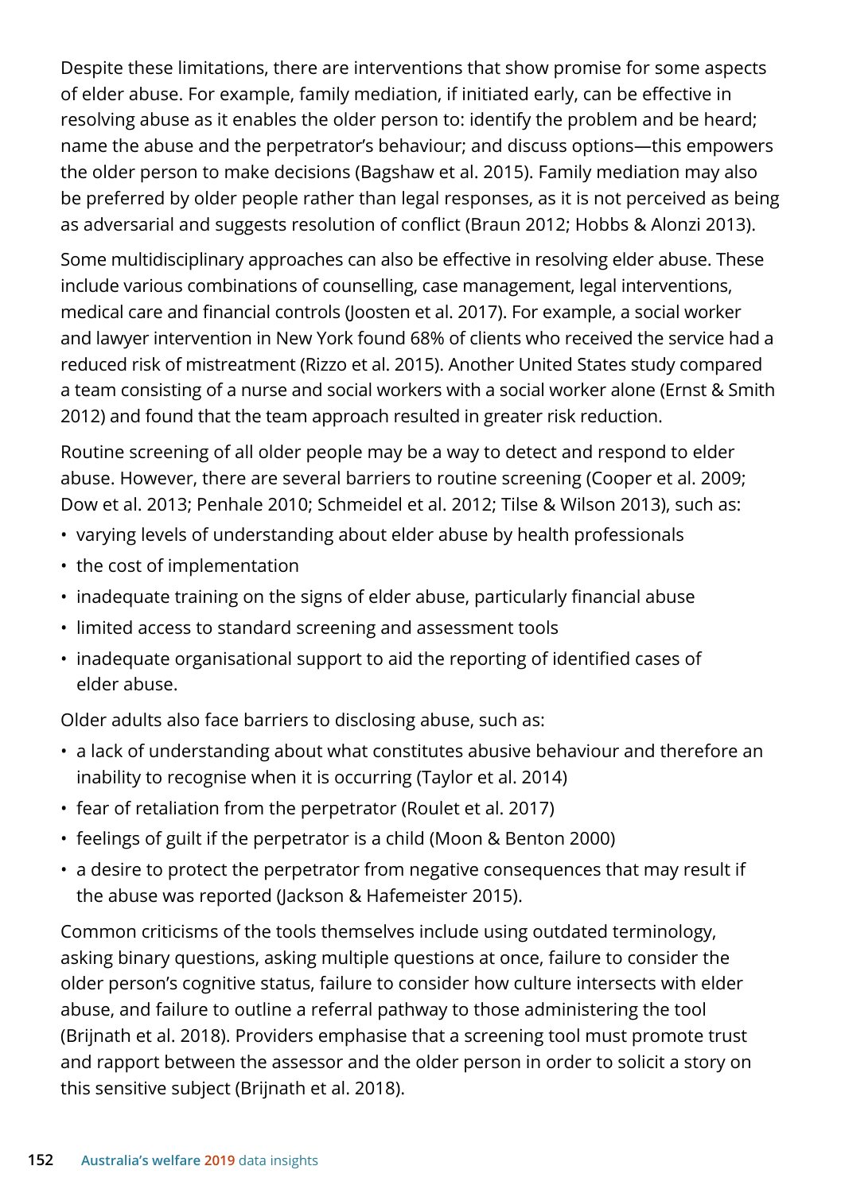Despite these limitations, there are interventions that show promise for some aspects of elder abuse. For example, family mediation, if initiated early, can be effective in resolving abuse as it enables the older person to: identify the problem and be heard; name the abuse and the perpetrator's behaviour; and discuss options—this empowers the older person to make decisions (Bagshaw et al. 2015). Family mediation may also be preferred by older people rather than legal responses, as it is not perceived as being as adversarial and suggests resolution of conflict (Braun 2012; Hobbs & Alonzi 2013).

Some multidisciplinary approaches can also be effective in resolving elder abuse. These include various combinations of counselling, case management, legal interventions, medical care and financial controls (Joosten et al. 2017). For example, a social worker and lawyer intervention in New York found 68% of clients who received the service had a reduced risk of mistreatment (Rizzo et al. 2015). Another United States study compared a team consisting of a nurse and social workers with a social worker alone (Ernst & Smith 2012) and found that the team approach resulted in greater risk reduction.

Routine screening of all older people may be a way to detect and respond to elder abuse. However, there are several barriers to routine screening (Cooper et al. 2009; Dow et al. 2013; Penhale 2010; Schmeidel et al. 2012; Tilse & Wilson 2013), such as:

- varying levels of understanding about elder abuse by health professionals
- the cost of implementation
- inadequate training on the signs of elder abuse, particularly financial abuse
- limited access to standard screening and assessment tools
- inadequate organisational support to aid the reporting of identified cases of elder abuse.

Older adults also face barriers to disclosing abuse, such as:

- a lack of understanding about what constitutes abusive behaviour and therefore an inability to recognise when it is occurring (Taylor et al. 2014)
- fear of retaliation from the perpetrator (Roulet et al. 2017)
- feelings of guilt if the perpetrator is a child (Moon & Benton 2000)
- a desire to protect the perpetrator from negative consequences that may result if the abuse was reported (Jackson & Hafemeister 2015).

Common criticisms of the tools themselves include using outdated terminology, asking binary questions, asking multiple questions at once, failure to consider the older person's cognitive status, failure to consider how culture intersects with elder abuse, and failure to outline a referral pathway to those administering the tool (Brijnath et al. 2018). Providers emphasise that a screening tool must promote trust and rapport between the assessor and the older person in order to solicit a story on this sensitive subject (Brijnath et al. 2018).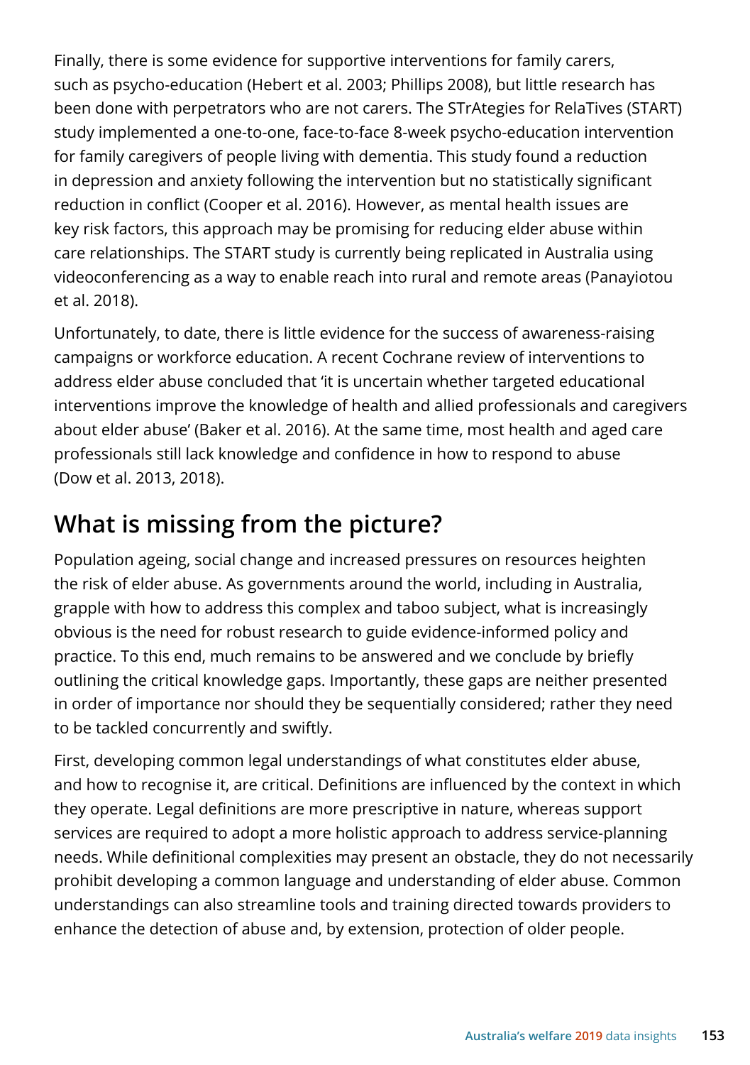Finally, there is some evidence for supportive interventions for family carers, such as psycho-education (Hebert et al. 2003; Phillips 2008), but little research has been done with perpetrators who are not carers. The STrAtegies for RelaTives (START) study implemented a one-to-one, face-to-face 8-week psycho-education intervention for family caregivers of people living with dementia. This study found a reduction in depression and anxiety following the intervention but no statistically significant reduction in conflict (Cooper et al. 2016). However, as mental health issues are key risk factors, this approach may be promising for reducing elder abuse within care relationships. The START study is currently being replicated in Australia using videoconferencing as a way to enable reach into rural and remote areas (Panayiotou et al. 2018).

Unfortunately, to date, there is little evidence for the success of awareness-raising campaigns or workforce education. A recent Cochrane review of interventions to address elder abuse concluded that 'it is uncertain whether targeted educational interventions improve the knowledge of health and allied professionals and caregivers about elder abuse' (Baker et al. 2016). At the same time, most health and aged care professionals still lack knowledge and confidence in how to respond to abuse (Dow et al. 2013, 2018).

## What is missing from the picture?

Population ageing, social change and increased pressures on resources heighten the risk of elder abuse. As governments around the world, including in Australia, grapple with how to address this complex and taboo subject, what is increasingly obvious is the need for robust research to guide evidence-informed policy and practice. To this end, much remains to be answered and we conclude by briefly outlining the critical knowledge gaps. Importantly, these gaps are neither presented in order of importance nor should they be sequentially considered; rather they need to be tackled concurrently and swiftly.

First, developing common legal understandings of what constitutes elder abuse, and how to recognise it, are critical. Definitions are influenced by the context in which they operate. Legal definitions are more prescriptive in nature, whereas support services are required to adopt a more holistic approach to address service-planning needs. While definitional complexities may present an obstacle, they do not necessarily prohibit developing a common language and understanding of elder abuse. Common understandings can also streamline tools and training directed towards providers to enhance the detection of abuse and, by extension, protection of older people.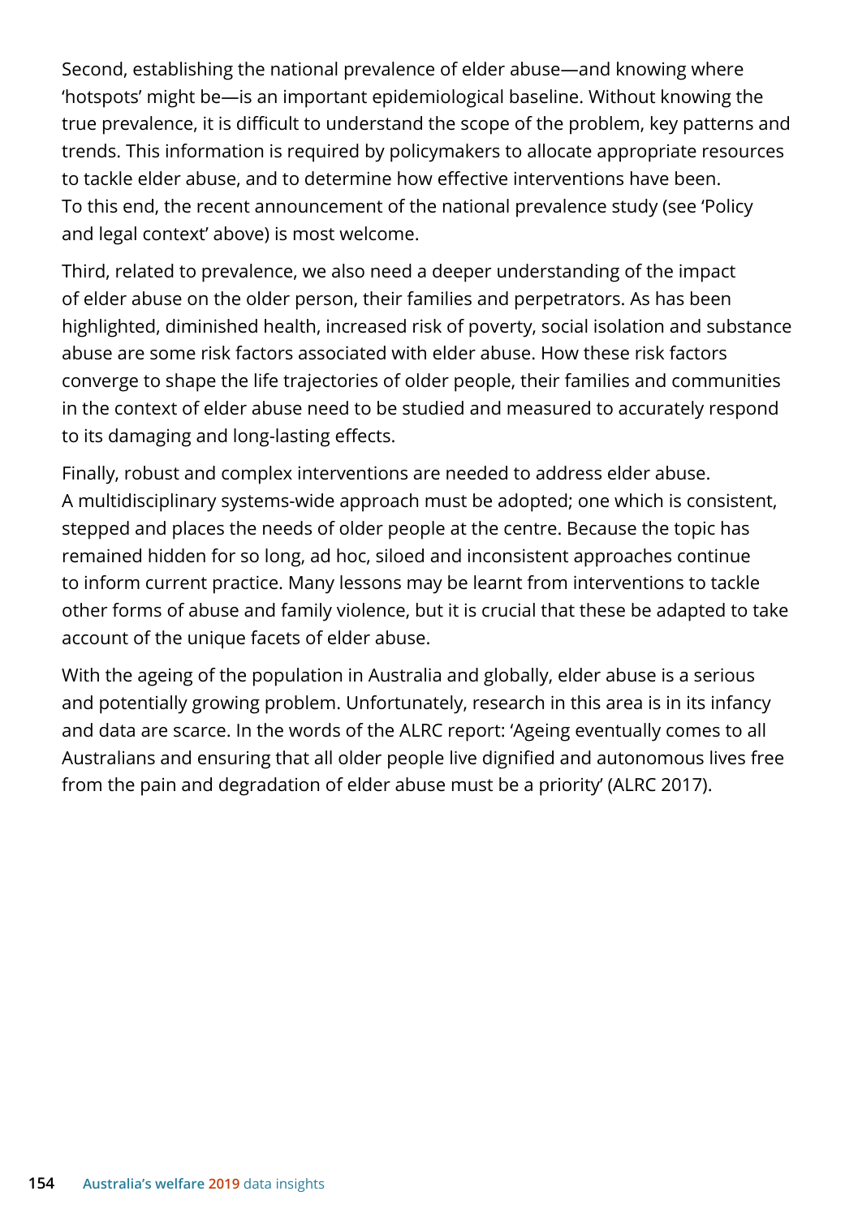Second, establishing the national prevalence of elder abuse—and knowing where 'hotspots' might be—is an important epidemiological baseline. Without knowing the true prevalence, it is difficult to understand the scope of the problem, key patterns and trends. This information is required by policymakers to allocate appropriate resources to tackle elder abuse, and to determine how effective interventions have been. To this end, the recent announcement of the national prevalence study (see 'Policy and legal context' above) is most welcome.

Third, related to prevalence, we also need a deeper understanding of the impact of elder abuse on the older person, their families and perpetrators. As has been highlighted, diminished health, increased risk of poverty, social isolation and substance abuse are some risk factors associated with elder abuse. How these risk factors converge to shape the life trajectories of older people, their families and communities in the context of elder abuse need to be studied and measured to accurately respond to its damaging and long-lasting effects.

Finally, robust and complex interventions are needed to address elder abuse. A multidisciplinary systems-wide approach must be adopted; one which is consistent, stepped and places the needs of older people at the centre. Because the topic has remained hidden for so long, ad hoc, siloed and inconsistent approaches continue to inform current practice. Many lessons may be learnt from interventions to tackle other forms of abuse and family violence, but it is crucial that these be adapted to take account of the unique facets of elder abuse.

With the ageing of the population in Australia and globally, elder abuse is a serious and potentially growing problem. Unfortunately, research in this area is in its infancy and data are scarce. In the words of the ALRC report: 'Ageing eventually comes to all Australians and ensuring that all older people live dignified and autonomous lives free from the pain and degradation of elder abuse must be a priority' (ALRC 2017).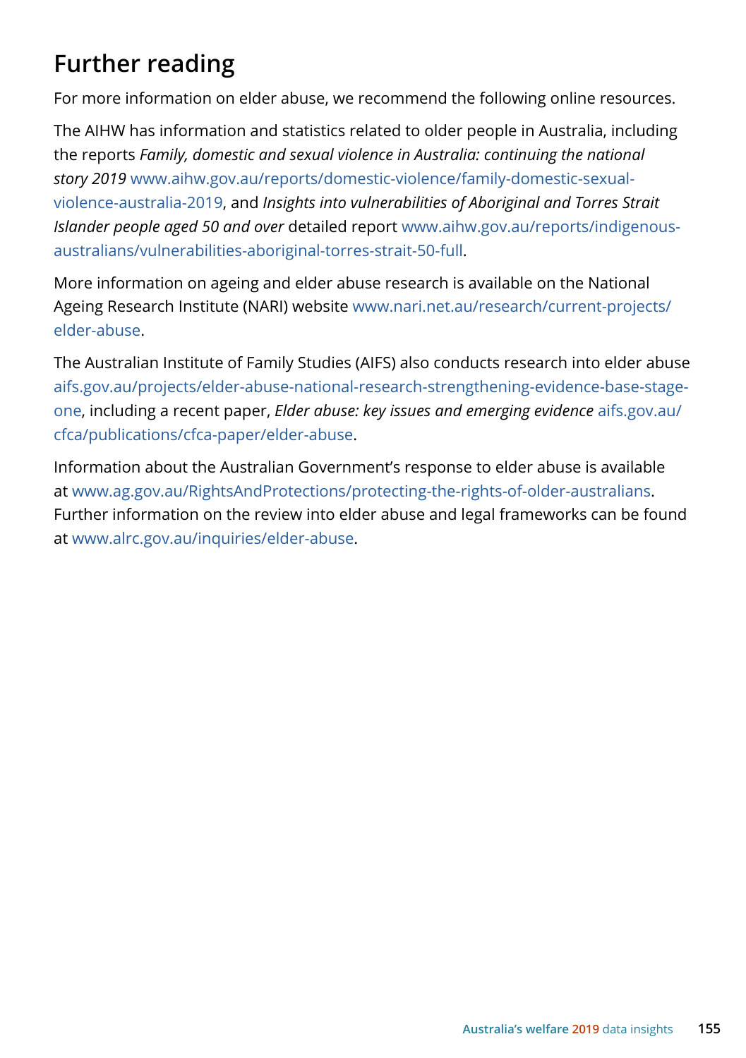## Further reading

For more information on elder abuse, we recommend the following online resources.

The AIHW has information and statistics related to older people in Australia, including the reports *Family, domestic and sexual violence in Australia: continuing the national story 2019* www.aihw.gov.au/reports/domestic-violence/family-domestic-sexual-violence-australia-2019, and *Insights into vulnerabilities of Aboriginal and Torres Strait Islander people aged 50 and over* detailed report www.aihw.gov.au/reports/indigenous-australians/vulnerabilities-aboriginal-torres-strait-50-full.

More information on ageing and elder abuse research is available on the National Ageing Research Institute (NARI) website www.nari.net.au/research/current-projects/elder-abuse.

The Australian Institute of Family Studies (AIFS) also conducts research into elder abuse aifs.gov.au/projects/elder-abuse-national-research-strengthening-evidence-base-stage-one, including a recent paper, *Elder abuse: key issues and emerging evidence* aifs.gov.au/cfca/publications/cfca-paper/elder-abuse.

Information about the Australian Government's response to elder abuse is available at www.ag.gov.au/RightsAndProtections/protecting-the-rights-of-older-australians. Further information on the review into elder abuse and legal frameworks can be found at www.alrc.gov.au/inquiries/elder-abuse.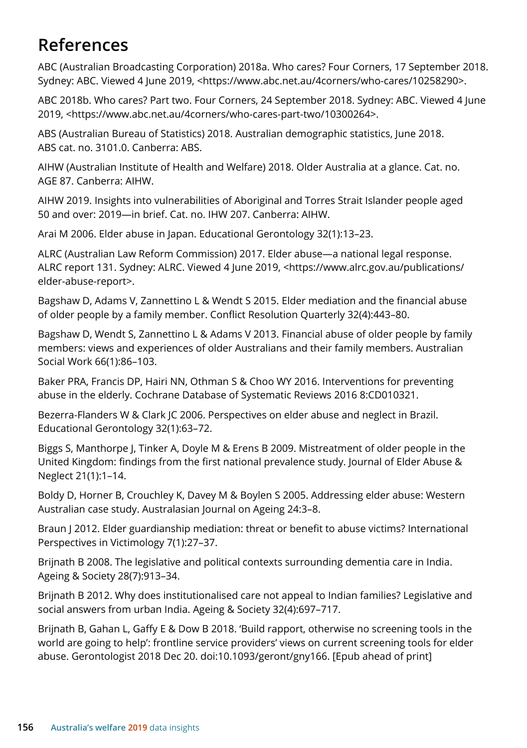# References

ABC (Australian Broadcasting Corporation) 2018a. Who cares? Four Corners, 17 September 2018. Sydney: ABC. Viewed 4 June 2019, <https://www.abc.net.au/4corners/who-cares/10258290>.

ABC 2018b. Who cares? Part two. Four Corners, 24 September 2018. Sydney: ABC. Viewed 4 June 2019, <https://www.abc.net.au/4corners/who-cares-part-two/10300264>.

ABS (Australian Bureau of Statistics) 2018. Australian demographic statistics, June 2018. ABS cat. no. 3101.0. Canberra: ABS.

AIHW (Australian Institute of Health and Welfare) 2018. Older Australia at a glance. Cat. no. AGE 87. Canberra: AIHW.

AIHW 2019. Insights into vulnerabilities of Aboriginal and Torres Strait Islander people aged 50 and over: 2019—in brief. Cat. no. IHW 207. Canberra: AIHW.

Arai M 2006. Elder abuse in Japan. Educational Gerontology 32(1):13–23.

ALRC (Australian Law Reform Commission) 2017. Elder abuse—a national legal response. ALRC report 131. Sydney: ALRC. Viewed 4 June 2019, <https://www.alrc.gov.au/publications/elder-abuse-report>.

Bagshaw D, Adams V, Zannettino L & Wendt S 2015. Elder mediation and the financial abuse of older people by a family member. Conflict Resolution Quarterly 32(4):443–80.

Bagshaw D, Wendt S, Zannettino L & Adams V 2013. Financial abuse of older people by family members: views and experiences of older Australians and their family members. Australian Social Work 66(1):86–103.

Baker PRA, Francis DP, Hairi NN, Othman S & Choo WY 2016. Interventions for preventing abuse in the elderly. Cochrane Database of Systematic Reviews 2016 8:CD010321.

Bezerra-Flanders W & Clark JC 2006. Perspectives on elder abuse and neglect in Brazil. Educational Gerontology 32(1):63–72.

Biggs S, Manthorpe J, Tinker A, Doyle M & Erens B 2009. Mistreatment of older people in the United Kingdom: findings from the first national prevalence study. Journal of Elder Abuse & Neglect 21(1):1–14.

Boldy D, Horner B, Crouchley K, Davey M & Boylen S 2005. Addressing elder abuse: Western Australian case study. Australasian Journal on Ageing 24:3–8.

Braun J 2012. Elder guardianship mediation: threat or benefit to abuse victims? International Perspectives in Victimology 7(1):27–37.

Brijnath B 2008. The legislative and political contexts surrounding dementia care in India. Ageing & Society 28(7):913–34.

Brijnath B 2012. Why does institutionalised care not appeal to Indian families? Legislative and social answers from urban India. Ageing & Society 32(4):697–717.

Brijnath B, Gahan L, Gaffy E & Dow B 2018. 'Build rapport, otherwise no screening tools in the world are going to help': frontline service providers' views on current screening tools for elder abuse. Gerontologist 2018 Dec 20. doi:10.1093/geront/gny166. [Epub ahead of print]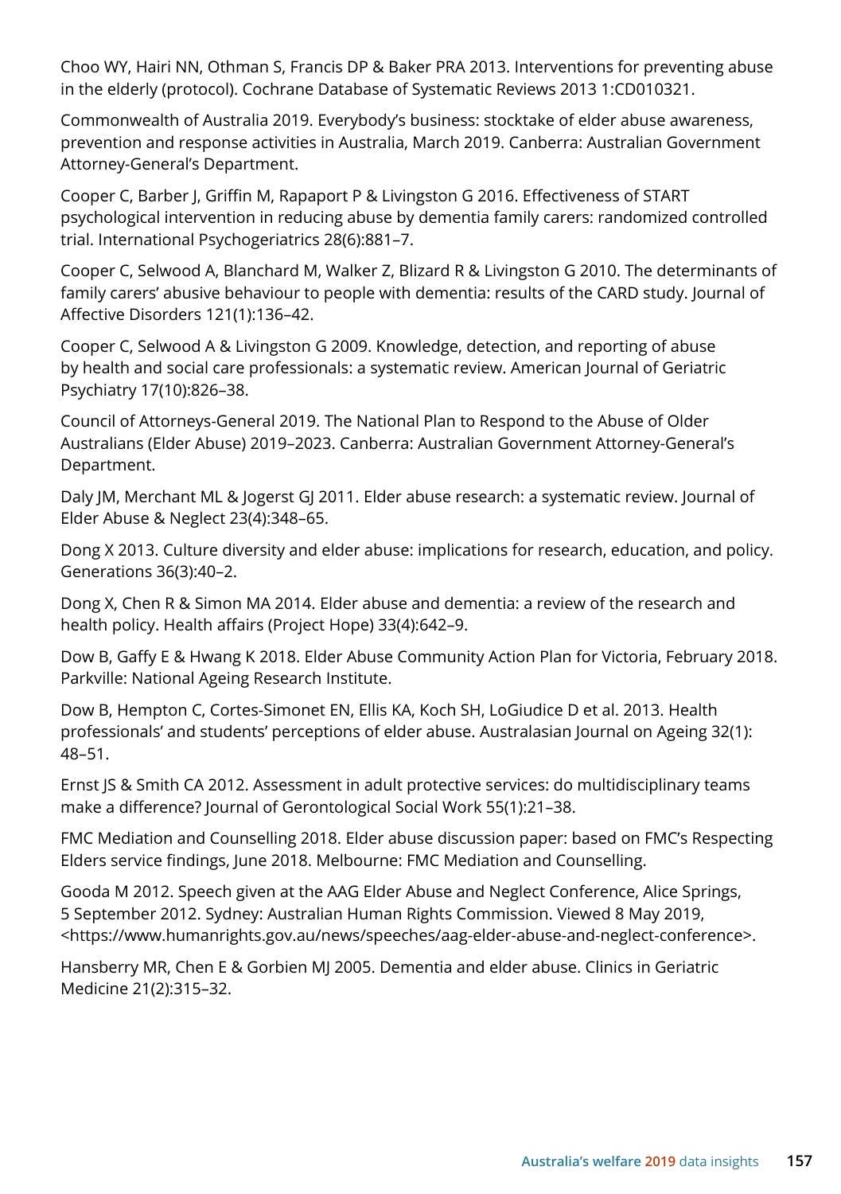Choo WY, Hairi NN, Othman S, Francis DP & Baker PRA 2013. Interventions for preventing abuse in the elderly (protocol). Cochrane Database of Systematic Reviews 2013 1:CD010321.

Commonwealth of Australia 2019. Everybody's business: stocktake of elder abuse awareness, prevention and response activities in Australia, March 2019. Canberra: Australian Government Attorney-General's Department.

Cooper C, Barber J, Griffin M, Rapaport P & Livingston G 2016. Effectiveness of START psychological intervention in reducing abuse by dementia family carers: randomized controlled trial. International Psychogeriatrics 28(6):881–7.

Cooper C, Selwood A, Blanchard M, Walker Z, Blizard R & Livingston G 2010. The determinants of family carers' abusive behaviour to people with dementia: results of the CARD study. Journal of Affective Disorders 121(1):136–42.

Cooper C, Selwood A & Livingston G 2009. Knowledge, detection, and reporting of abuse by health and social care professionals: a systematic review. American Journal of Geriatric Psychiatry 17(10):826–38.

Council of Attorneys-General 2019. The National Plan to Respond to the Abuse of Older Australians (Elder Abuse) 2019–2023. Canberra: Australian Government Attorney-General's Department.

Daly JM, Merchant ML & Jogerst GJ 2011. Elder abuse research: a systematic review. Journal of Elder Abuse & Neglect 23(4):348–65.

Dong X 2013. Culture diversity and elder abuse: implications for research, education, and policy. Generations 36(3):40–2.

Dong X, Chen R & Simon MA 2014. Elder abuse and dementia: a review of the research and health policy. Health affairs (Project Hope) 33(4):642–9.

Dow B, Gaffy E & Hwang K 2018. Elder Abuse Community Action Plan for Victoria, February 2018. Parkville: National Ageing Research Institute.

Dow B, Hempton C, Cortes-Simonet EN, Ellis KA, Koch SH, LoGiudice D et al. 2013. Health professionals' and students' perceptions of elder abuse. Australasian Journal on Ageing 32(1): 48–51.

Ernst JS & Smith CA 2012. Assessment in adult protective services: do multidisciplinary teams make a difference? Journal of Gerontological Social Work 55(1):21–38.

FMC Mediation and Counselling 2018. Elder abuse discussion paper: based on FMC's Respecting Elders service findings, June 2018. Melbourne: FMC Mediation and Counselling.

Gooda M 2012. Speech given at the AAG Elder Abuse and Neglect Conference, Alice Springs, 5 September 2012. Sydney: Australian Human Rights Commission. Viewed 8 May 2019, <https://www.humanrights.gov.au/news/speeches/aag-elder-abuse-and-neglect-conference>.

Hansberry MR, Chen E & Gorbien MJ 2005. Dementia and elder abuse. Clinics in Geriatric Medicine 21(2):315–32.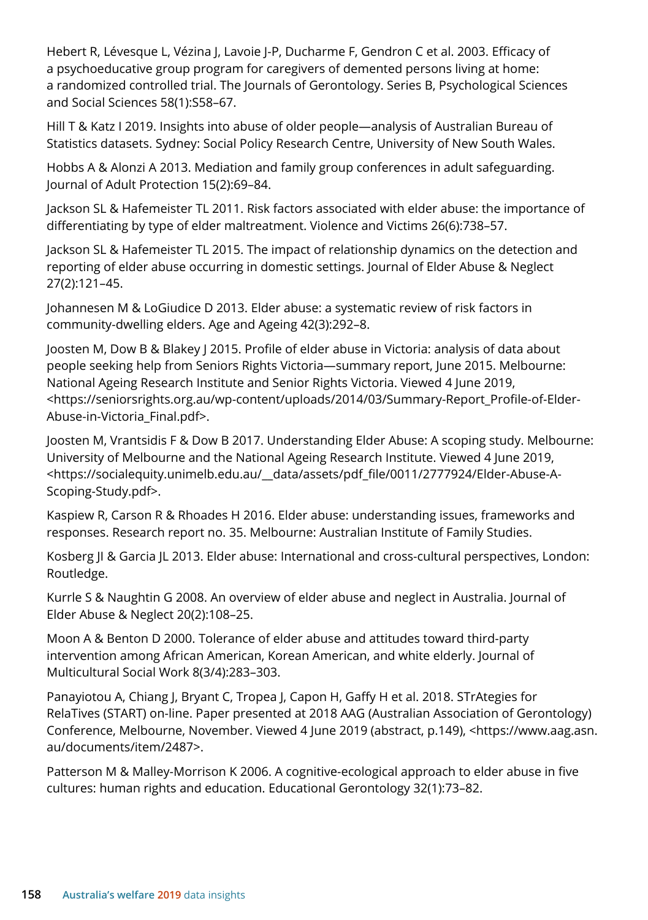Hebert R, Lévesque L, Vézina J, Lavoie J-P, Ducharme F, Gendron C et al. 2003. Efficacy of a psychoeducative group program for caregivers of demented persons living at home: a randomized controlled trial. The Journals of Gerontology. Series B, Psychological Sciences and Social Sciences 58(1):S58–67.

Hill T & Katz I 2019. Insights into abuse of older people—analysis of Australian Bureau of Statistics datasets. Sydney: Social Policy Research Centre, University of New South Wales.

Hobbs A & Alonzi A 2013. Mediation and family group conferences in adult safeguarding. Journal of Adult Protection 15(2):69–84.

Jackson SL & Hafemeister TL 2011. Risk factors associated with elder abuse: the importance of differentiating by type of elder maltreatment. Violence and Victims 26(6):738–57.

Jackson SL & Hafemeister TL 2015. The impact of relationship dynamics on the detection and reporting of elder abuse occurring in domestic settings. Journal of Elder Abuse & Neglect 27(2):121–45.

Johannesen M & LoGiudice D 2013. Elder abuse: a systematic review of risk factors in community-dwelling elders. Age and Ageing 42(3):292–8.

Joosten M, Dow B & Blakey J 2015. Profile of elder abuse in Victoria: analysis of data about people seeking help from Seniors Rights Victoria—summary report, June 2015. Melbourne: National Ageing Research Institute and Senior Rights Victoria. Viewed 4 June 2019, <https://seniorsrights.org.au/wp-content/uploads/2014/03/Summary-Report_Profile-of-Elder-Abuse-in-Victoria_Final.pdf>.

Joosten M, Vrantsidis F & Dow B 2017. Understanding Elder Abuse: A scoping study. Melbourne: University of Melbourne and the National Ageing Research Institute. Viewed 4 June 2019, <https://socialequity.unimelb.edu.au/__data/assets/pdf_file/0011/2777924/Elder-Abuse-A-Scoping-Study.pdf>.

Kaspiew R, Carson R & Rhoades H 2016. Elder abuse: understanding issues, frameworks and responses. Research report no. 35. Melbourne: Australian Institute of Family Studies.

Kosberg JI & Garcia JL 2013. Elder abuse: International and cross-cultural perspectives, London: Routledge.

Kurrle S & Naughtin G 2008. An overview of elder abuse and neglect in Australia. Journal of Elder Abuse & Neglect 20(2):108–25.

Moon A & Benton D 2000. Tolerance of elder abuse and attitudes toward third-party intervention among African American, Korean American, and white elderly. Journal of Multicultural Social Work 8(3/4):283–303.

Panayiotou A, Chiang J, Bryant C, Tropea J, Capon H, Gaffy H et al. 2018. STrAtegies for RelaTives (START) on-line. Paper presented at 2018 AAG (Australian Association of Gerontology) Conference, Melbourne, November. Viewed 4 June 2019 (abstract, p.149), <https://www.aag.asn.au/documents/item/2487>.

Patterson M & Malley-Morrison K 2006. A cognitive-ecological approach to elder abuse in five cultures: human rights and education. Educational Gerontology 32(1):73–82.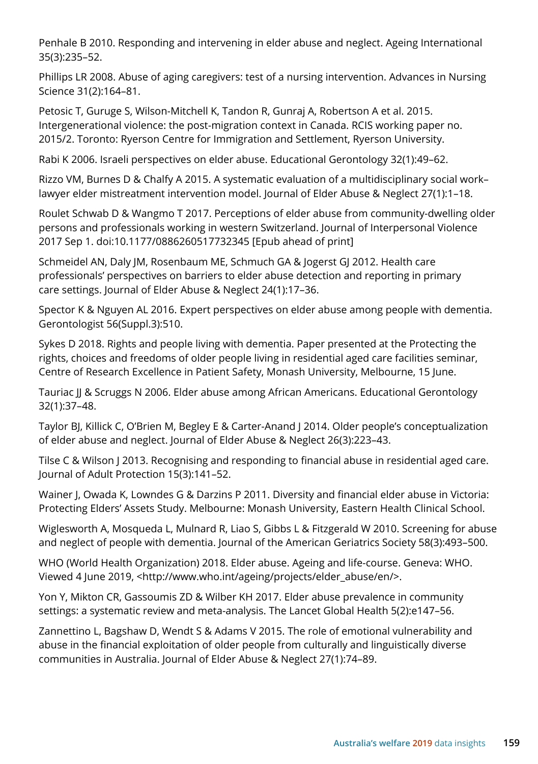Penhale B 2010. Responding and intervening in elder abuse and neglect. Ageing International 35(3):235–52.

Phillips LR 2008. Abuse of aging caregivers: test of a nursing intervention. Advances in Nursing Science 31(2):164–81.

Petosic T, Guruge S, Wilson-Mitchell K, Tandon R, Gunraj A, Robertson A et al. 2015. Intergenerational violence: the post-migration context in Canada. RCIS working paper no. 2015/2. Toronto: Ryerson Centre for Immigration and Settlement, Ryerson University.

Rabi K 2006. Israeli perspectives on elder abuse. Educational Gerontology 32(1):49–62.

Rizzo VM, Burnes D & Chalfy A 2015. A systematic evaluation of a multidisciplinary social work–lawyer elder mistreatment intervention model. Journal of Elder Abuse & Neglect 27(1):1–18.

Roulet Schwab D & Wangmo T 2017. Perceptions of elder abuse from community-dwelling older persons and professionals working in western Switzerland. Journal of Interpersonal Violence 2017 Sep 1. doi:10.1177/0886260517732345 [Epub ahead of print]

Schmeidel AN, Daly JM, Rosenbaum ME, Schmuch GA & Jogerst GJ 2012. Health care professionals' perspectives on barriers to elder abuse detection and reporting in primary care settings. Journal of Elder Abuse & Neglect 24(1):17–36.

Spector K & Nguyen AL 2016. Expert perspectives on elder abuse among people with dementia. Gerontologist 56(Suppl.3):510.

Sykes D 2018. Rights and people living with dementia. Paper presented at the Protecting the rights, choices and freedoms of older people living in residential aged care facilities seminar, Centre of Research Excellence in Patient Safety, Monash University, Melbourne, 15 June.

Tauriac JJ & Scruggs N 2006. Elder abuse among African Americans. Educational Gerontology 32(1):37–48.

Taylor BJ, Killick C, O'Brien M, Begley E & Carter-Anand J 2014. Older people's conceptualization of elder abuse and neglect. Journal of Elder Abuse & Neglect 26(3):223–43.

Tilse C & Wilson J 2013. Recognising and responding to financial abuse in residential aged care. Journal of Adult Protection 15(3):141–52.

Wainer J, Owada K, Lowndes G & Darzins P 2011. Diversity and financial elder abuse in Victoria: Protecting Elders' Assets Study. Melbourne: Monash University, Eastern Health Clinical School.

Wiglesworth A, Mosqueda L, Mulnard R, Liao S, Gibbs L & Fitzgerald W 2010. Screening for abuse and neglect of people with dementia. Journal of the American Geriatrics Society 58(3):493–500.

WHO (World Health Organization) 2018. Elder abuse. Ageing and life-course. Geneva: WHO. Viewed 4 June 2019, <http://www.who.int/ageing/projects/elder_abuse/en/>.

Yon Y, Mikton CR, Gassoumis ZD & Wilber KH 2017. Elder abuse prevalence in community settings: a systematic review and meta-analysis. The Lancet Global Health 5(2):e147–56.

Zannettino L, Bagshaw D, Wendt S & Adams V 2015. The role of emotional vulnerability and abuse in the financial exploitation of older people from culturally and linguistically diverse communities in Australia. Journal of Elder Abuse & Neglect 27(1):74–89.